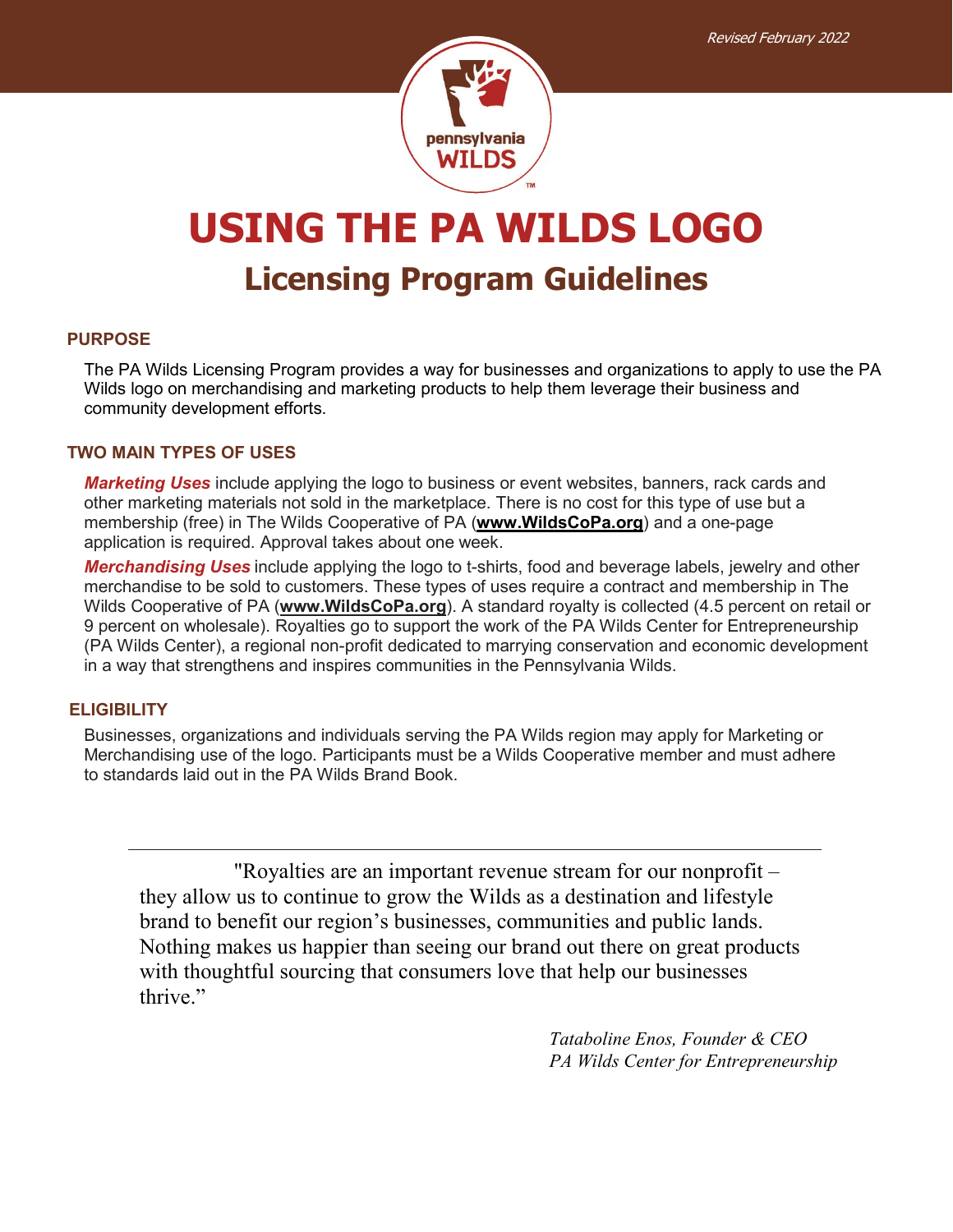Revised February 2022

# USING THE PA WILDS LOGO

## Licensing Program Guidelines

### PURPOSE

The PA Wilds Licensing Program provides a way for businesses and organizations to apply to use the PA Wilds logo on merchandising and marketing products to help them leverage their business and community development efforts.

### TWO MAIN TYPES OF USES

***Marketing Uses*** include applying the logo to business or event websites, banners, rack cards and other marketing materials not sold in the marketplace. There is no cost for this type of use but a membership (free) in The Wilds Cooperative of PA (**www.WildsCoPa.org**) and a one-page application is required. Approval takes about one week.

***Merchandising Uses*** include applying the logo to t-shirts, food and beverage labels, jewelry and other merchandise to be sold to customers. These types of uses require a contract and membership in The Wilds Cooperative of PA (**www.WildsCoPa.org**). A standard royalty is collected (4.5 percent on retail or 9 percent on wholesale). Royalties go to support the work of the PA Wilds Center for Entrepreneurship (PA Wilds Center), a regional non-profit dedicated to marrying conservation and economic development in a way that strengthens and inspires communities in the Pennsylvania Wilds.

### ELIGIBILITY

Businesses, organizations and individuals serving the PA Wilds region may apply for Marketing or Merchandising use of the logo. Participants must be a Wilds Cooperative member and must adhere to standards laid out in the PA Wilds Brand Book.

---

"Royalties are an important revenue stream for our nonprofit – they allow us to continue to grow the Wilds as a destination and lifestyle brand to benefit our region's businesses, communities and public lands. Nothing makes us happier than seeing our brand out there on great products with thoughtful sourcing that consumers love that help our businesses thrive."

*Tataboline Enos, Founder & CEO*
*PA Wilds Center for Entrepreneurship*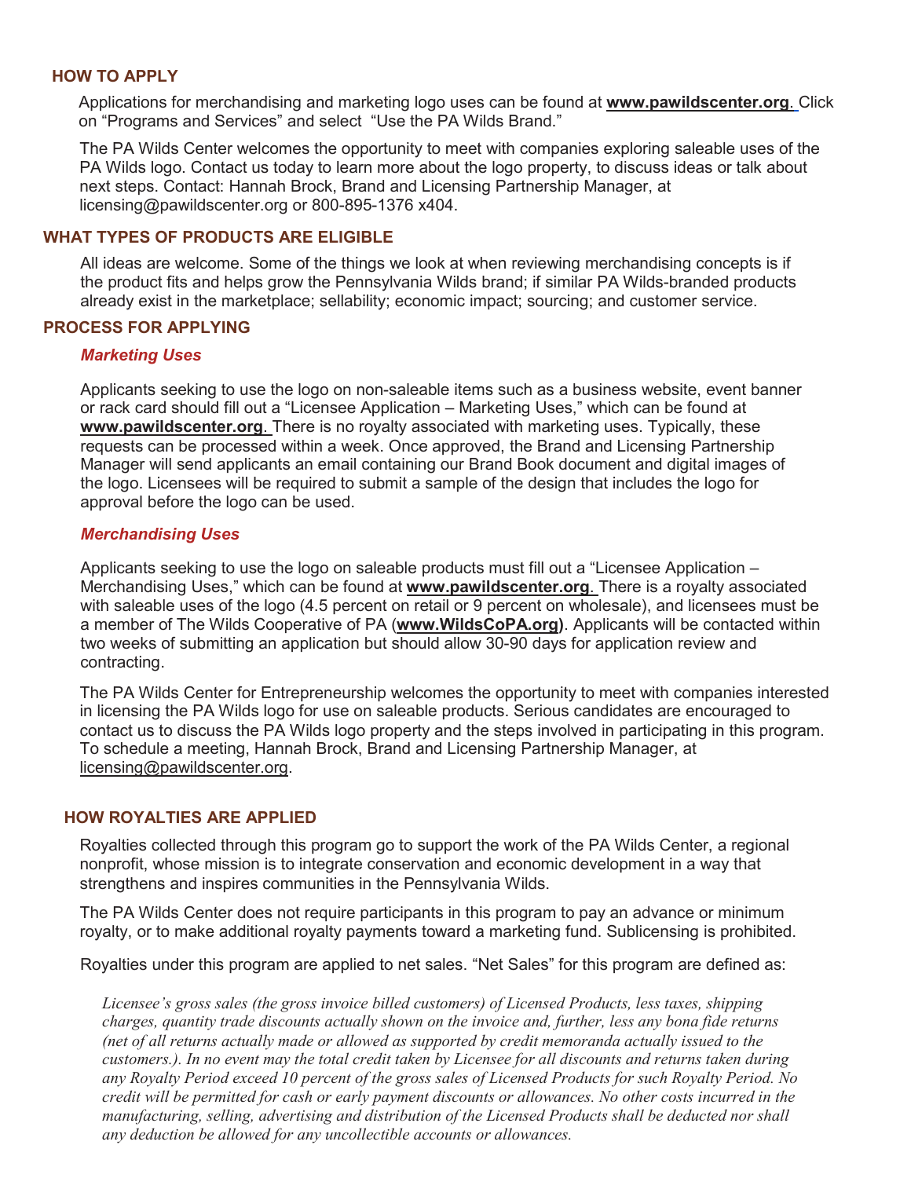## HOW TO APPLY

Applications for merchandising and marketing logo uses can be found at **www.pawildscenter.org**. Click on "Programs and Services" and select "Use the PA Wilds Brand."

The PA Wilds Center welcomes the opportunity to meet with companies exploring saleable uses of the PA Wilds logo. Contact us today to learn more about the logo property, to discuss ideas or talk about next steps. Contact: Hannah Brock, Brand and Licensing Partnership Manager, at licensing@pawildscenter.org or 800-895-1376 x404.

## WHAT TYPES OF PRODUCTS ARE ELIGIBLE

All ideas are welcome. Some of the things we look at when reviewing merchandising concepts is if the product fits and helps grow the Pennsylvania Wilds brand; if similar PA Wilds-branded products already exist in the marketplace; sellability; economic impact; sourcing; and customer service.

## PROCESS FOR APPLYING

### *Marketing Uses*

Applicants seeking to use the logo on non-saleable items such as a business website, event banner or rack card should fill out a "Licensee Application – Marketing Uses," which can be found at **www.pawildscenter.org**. There is no royalty associated with marketing uses. Typically, these requests can be processed within a week. Once approved, the Brand and Licensing Partnership Manager will send applicants an email containing our Brand Book document and digital images of the logo. Licensees will be required to submit a sample of the design that includes the logo for approval before the logo can be used.

### *Merchandising Uses*

Applicants seeking to use the logo on saleable products must fill out a "Licensee Application – Merchandising Uses," which can be found at **www.pawildscenter.org**. There is a royalty associated with saleable uses of the logo (4.5 percent on retail or 9 percent on wholesale), and licensees must be a member of The Wilds Cooperative of PA (**www.WildsCoPA.org)**. Applicants will be contacted within two weeks of submitting an application but should allow 30-90 days for application review and contracting.

The PA Wilds Center for Entrepreneurship welcomes the opportunity to meet with companies interested in licensing the PA Wilds logo for use on saleable products. Serious candidates are encouraged to contact us to discuss the PA Wilds logo property and the steps involved in participating in this program. To schedule a meeting, Hannah Brock, Brand and Licensing Partnership Manager, at licensing@pawildscenter.org.

## HOW ROYALTIES ARE APPLIED

Royalties collected through this program go to support the work of the PA Wilds Center, a regional nonprofit, whose mission is to integrate conservation and economic development in a way that strengthens and inspires communities in the Pennsylvania Wilds.

The PA Wilds Center does not require participants in this program to pay an advance or minimum royalty, or to make additional royalty payments toward a marketing fund. Sublicensing is prohibited.

Royalties under this program are applied to net sales. "Net Sales" for this program are defined as:

> *Licensee's gross sales (the gross invoice billed customers) of Licensed Products, less taxes, shipping charges, quantity trade discounts actually shown on the invoice and, further, less any bona fide returns (net of all returns actually made or allowed as supported by credit memoranda actually issued to the customers.). In no event may the total credit taken by Licensee for all discounts and returns taken during any Royalty Period exceed 10 percent of the gross sales of Licensed Products for such Royalty Period. No credit will be permitted for cash or early payment discounts or allowances. No other costs incurred in the manufacturing, selling, advertising and distribution of the Licensed Products shall be deducted nor shall any deduction be allowed for any uncollectible accounts or allowances.*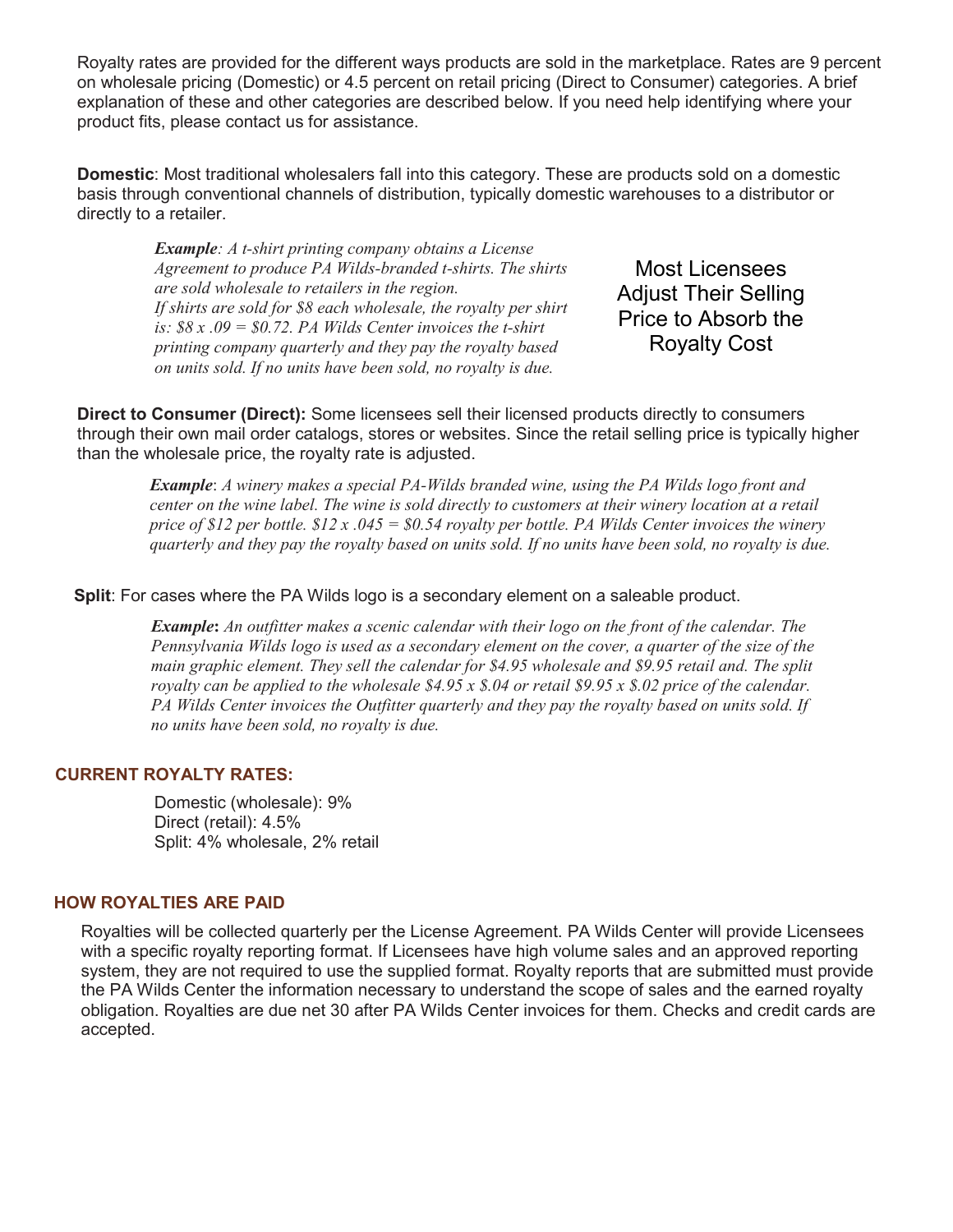Royalty rates are provided for the different ways products are sold in the marketplace. Rates are 9 percent on wholesale pricing (Domestic) or 4.5 percent on retail pricing (Direct to Consumer) categories. A brief explanation of these and other categories are described below. If you need help identifying where your product fits, please contact us for assistance.

**Domestic**: Most traditional wholesalers fall into this category. These are products sold on a domestic basis through conventional channels of distribution, typically domestic warehouses to a distributor or directly to a retailer.

> ***Example****: A t-shirt printing company obtains a License Agreement to produce PA Wilds-branded t-shirts. The shirts are sold wholesale to retailers in the region. If shirts are sold for $8 each wholesale, the royalty per shirt is: $8 x .09 = $0.72. PA Wilds Center invoices the t-shirt printing company quarterly and they pay the royalty based on units sold. If no units have been sold, no royalty is due.*

Most Licensees Adjust Their Selling Price to Absorb the Royalty Cost

**Direct to Consumer (Direct):** Some licensees sell their licensed products directly to consumers through their own mail order catalogs, stores or websites. Since the retail selling price is typically higher than the wholesale price, the royalty rate is adjusted.

> ***Example****: A winery makes a special PA-Wilds branded wine, using the PA Wilds logo front and center on the wine label. The wine is sold directly to customers at their winery location at a retail price of $12 per bottle. $12 x .045 = $0.54 royalty per bottle. PA Wilds Center invoices the winery quarterly and they pay the royalty based on units sold. If no units have been sold, no royalty is due.*

**Split**: For cases where the PA Wilds logo is a secondary element on a saleable product.

> ***Example*****:** *An outfitter makes a scenic calendar with their logo on the front of the calendar. The Pennsylvania Wilds logo is used as a secondary element on the cover, a quarter of the size of the main graphic element. They sell the calendar for $4.95 wholesale and $9.95 retail and. The split royalty can be applied to the wholesale $4.95 x $.04 or retail $9.95 x $.02 price of the calendar. PA Wilds Center invoices the Outfitter quarterly and they pay the royalty based on units sold. If no units have been sold, no royalty is due.*

## CURRENT ROYALTY RATES:

Domestic (wholesale): 9%
Direct (retail): 4.5%
Split: 4% wholesale, 2% retail

## HOW ROYALTIES ARE PAID

Royalties will be collected quarterly per the License Agreement. PA Wilds Center will provide Licensees with a specific royalty reporting format. If Licensees have high volume sales and an approved reporting system, they are not required to use the supplied format. Royalty reports that are submitted must provide the PA Wilds Center the information necessary to understand the scope of sales and the earned royalty obligation. Royalties are due net 30 after PA Wilds Center invoices for them. Checks and credit cards are accepted.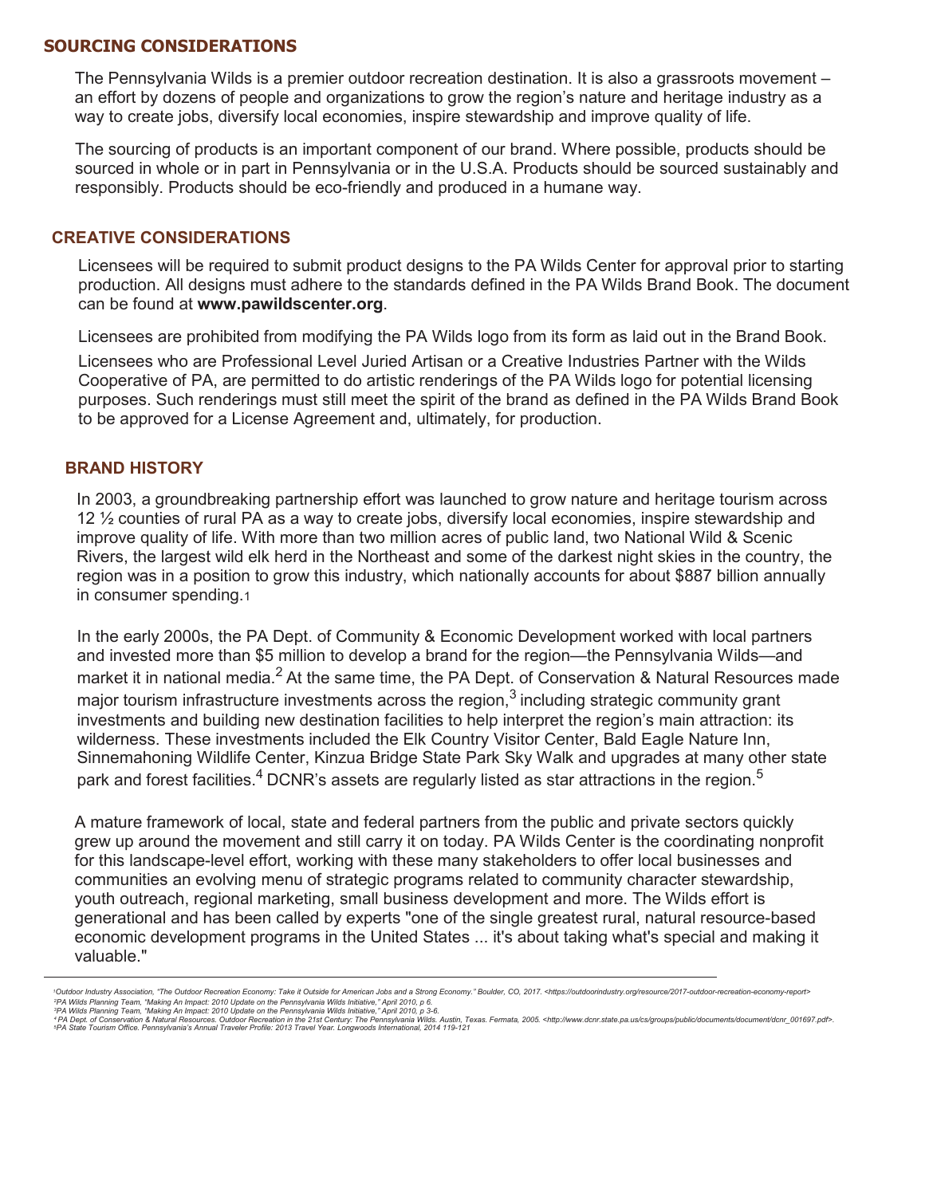## SOURCING CONSIDERATIONS

The Pennsylvania Wilds is a premier outdoor recreation destination. It is also a grassroots movement – an effort by dozens of people and organizations to grow the region's nature and heritage industry as a way to create jobs, diversify local economies, inspire stewardship and improve quality of life.

The sourcing of products is an important component of our brand. Where possible, products should be sourced in whole or in part in Pennsylvania or in the U.S.A. Products should be sourced sustainably and responsibly. Products should be eco-friendly and produced in a humane way.

## CREATIVE CONSIDERATIONS

Licensees will be required to submit product designs to the PA Wilds Center for approval prior to starting production. All designs must adhere to the standards defined in the PA Wilds Brand Book. The document can be found at **www.pawildscenter.org**.

Licensees are prohibited from modifying the PA Wilds logo from its form as laid out in the Brand Book.

Licensees who are Professional Level Juried Artisan or a Creative Industries Partner with the Wilds Cooperative of PA, are permitted to do artistic renderings of the PA Wilds logo for potential licensing purposes. Such renderings must still meet the spirit of the brand as defined in the PA Wilds Brand Book to be approved for a License Agreement and, ultimately, for production.

## BRAND HISTORY

In 2003, a groundbreaking partnership effort was launched to grow nature and heritage tourism across 12 ½ counties of rural PA as a way to create jobs, diversify local economies, inspire stewardship and improve quality of life. With more than two million acres of public land, two National Wild & Scenic Rivers, the largest wild elk herd in the Northeast and some of the darkest night skies in the country, the region was in a position to grow this industry, which nationally accounts for about $887 billion annually in consumer spending.[1]

In the early 2000s, the PA Dept. of Community & Economic Development worked with local partners and invested more than $5 million to develop a brand for the region—the Pennsylvania Wilds—and market it in national media.[2] At the same time, the PA Dept. of Conservation & Natural Resources made major tourism infrastructure investments across the region,[3] including strategic community grant investments and building new destination facilities to help interpret the region's main attraction: its wilderness. These investments included the Elk Country Visitor Center, Bald Eagle Nature Inn, Sinnemahoning Wildlife Center, Kinzua Bridge State Park Sky Walk and upgrades at many other state park and forest facilities.[4] DCNR's assets are regularly listed as star attractions in the region.[5]

A mature framework of local, state and federal partners from the public and private sectors quickly grew up around the movement and still carry it on today. PA Wilds Center is the coordinating nonprofit for this landscape-level effort, working with these many stakeholders to offer local businesses and communities an evolving menu of strategic programs related to community character stewardship, youth outreach, regional marketing, small business development and more. The Wilds effort is generational and has been called by experts "one of the single greatest rural, natural resource-based economic development programs in the United States ... it's about taking what's special and making it valuable."

---

[1] *Outdoor Industry Association. "The Outdoor Recreation Economy: Take it Outside for American Jobs and a Strong Economy." Boulder, CO, 2017. <https://outdoorindustry.org/resource/2017-outdoor-recreation-economy-report>*
[2] *PA Wilds Planning Team, "Making An Impact: 2010 Update on the Pennsylvania Wilds Initiative," April 2010, p 6.*
[3] *PA Wilds Planning Team, "Making An Impact: 2010 Update on the Pennsylvania Wilds Initiative," April 2010, p 3-6.*
[4] *PA Dept. of Conservation & Natural Resources. Outdoor Recreation in the 21st Century: The Pennsylvania Wilds. Austin, Texas. Fermata, 2005. <http://www.dcnr.state.pa.us/cs/groups/public/documents/document/dcnr_001697.pdf>.*
[5] *PA State Tourism Office. Pennsylvania's Annual Traveler Profile: 2013 Travel Year. Longwoods International, 2014 119-121*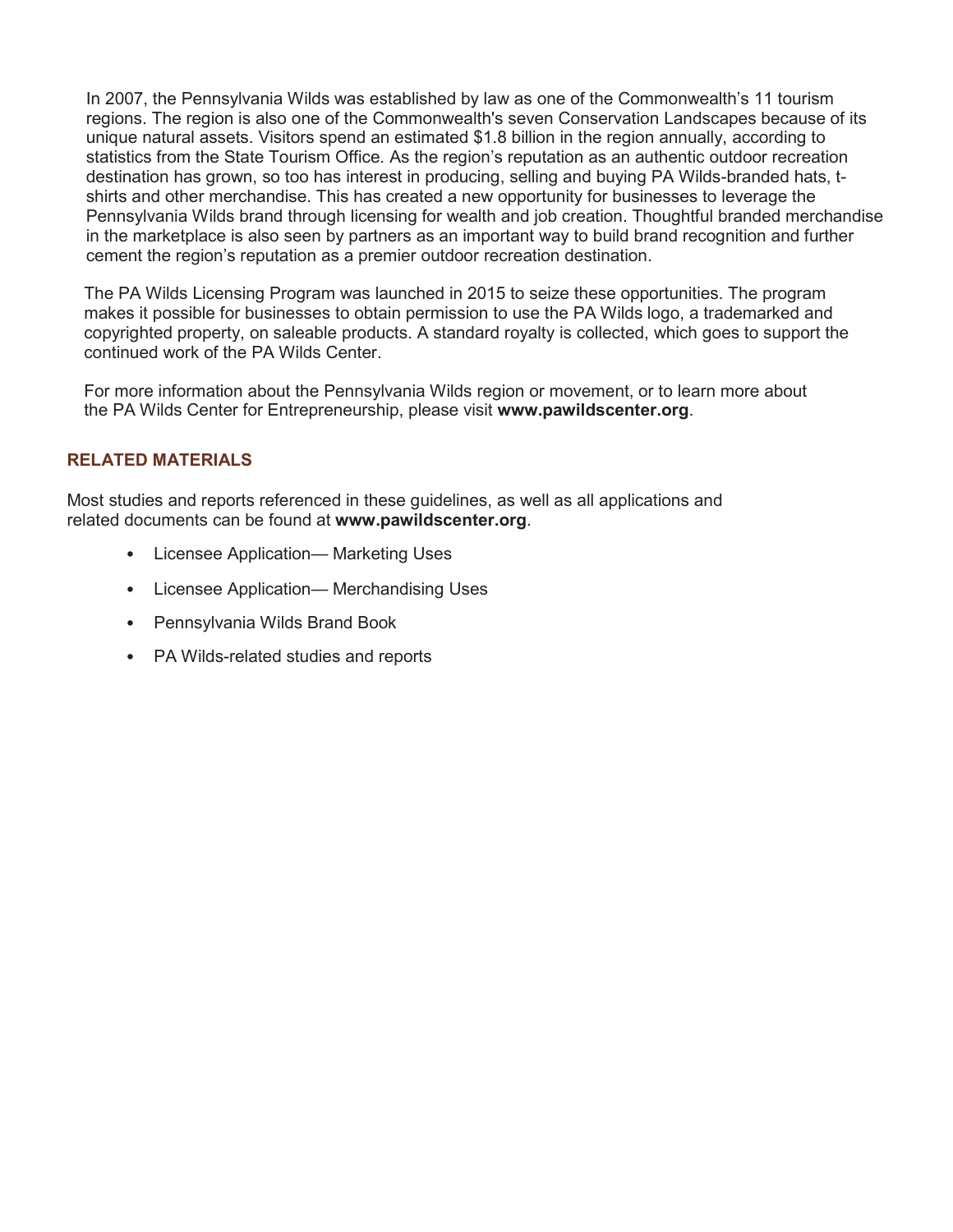In 2007, the Pennsylvania Wilds was established by law as one of the Commonwealth's 11 tourism regions. The region is also one of the Commonwealth's seven Conservation Landscapes because of its unique natural assets. Visitors spend an estimated $1.8 billion in the region annually, according to statistics from the State Tourism Office. As the region's reputation as an authentic outdoor recreation destination has grown, so too has interest in producing, selling and buying PA Wilds-branded hats, t-shirts and other merchandise. This has created a new opportunity for businesses to leverage the Pennsylvania Wilds brand through licensing for wealth and job creation. Thoughtful branded merchandise in the marketplace is also seen by partners as an important way to build brand recognition and further cement the region's reputation as a premier outdoor recreation destination.

The PA Wilds Licensing Program was launched in 2015 to seize these opportunities. The program makes it possible for businesses to obtain permission to use the PA Wilds logo, a trademarked and copyrighted property, on saleable products. A standard royalty is collected, which goes to support the continued work of the PA Wilds Center.

For more information about the Pennsylvania Wilds region or movement, or to learn more about the PA Wilds Center for Entrepreneurship, please visit **www.pawildscenter.org**.

## RELATED MATERIALS

Most studies and reports referenced in these guidelines, as well as all applications and related documents can be found at **www.pawildscenter.org**.

- Licensee Application— Marketing Uses
- Licensee Application— Merchandising Uses
- Pennsylvania Wilds Brand Book
- PA Wilds-related studies and reports